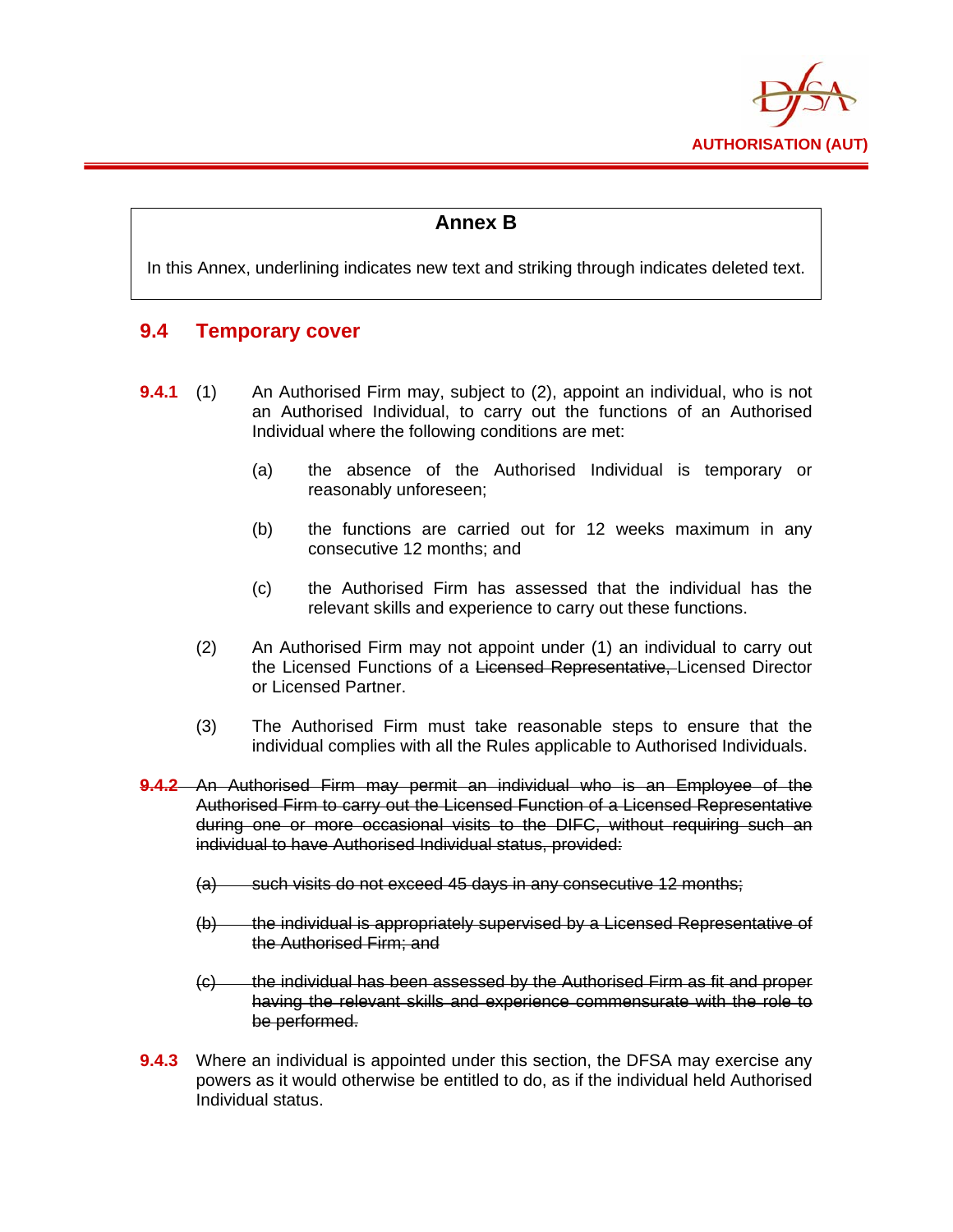**Annex B**

In this Annex, underlining indicates new text and striking through indicates deleted text.

## 9.4 Temporary cover

**9.4.1** (1) An Authorised Firm may, subject to (2), appoint an individual, who is not an Authorised Individual, to carry out the functions of an Authorised Individual where the following conditions are met:

(a) the absence of the Authorised Individual is temporary or reasonably unforeseen;

(b) the functions are carried out for 12 weeks maximum in any consecutive 12 months; and

(c) the Authorised Firm has assessed that the individual has the relevant skills and experience to carry out these functions.

(2) An Authorised Firm may not appoint under (1) an individual to carry out the Licensed Functions of a ~~Licensed Representative,~~ Licensed Director or Licensed Partner.

(3) The Authorised Firm must take reasonable steps to ensure that the individual complies with all the Rules applicable to Authorised Individuals.

~~**9.4.2** An Authorised Firm may permit an individual who is an Employee of the Authorised Firm to carry out the Licensed Function of a Licensed Representative during one or more occasional visits to the DIFC, without requiring such an individual to have Authorised Individual status, provided:~~

~~(a) such visits do not exceed 45 days in any consecutive 12 months;~~

~~(b) the individual is appropriately supervised by a Licensed Representative of the Authorised Firm; and~~

~~(c) the individual has been assessed by the Authorised Firm as fit and proper having the relevant skills and experience commensurate with the role to be performed.~~

**9.4.3** Where an individual is appointed under this section, the DFSA may exercise any powers as it would otherwise be entitled to do, as if the individual held Authorised Individual status.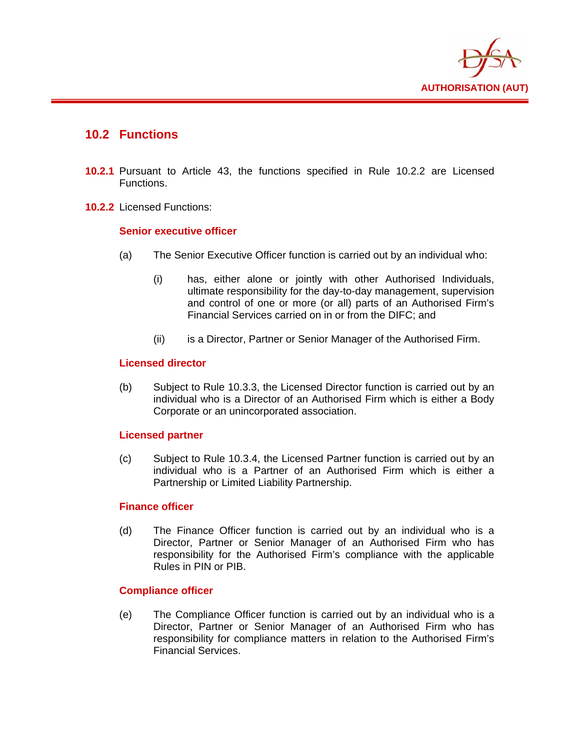## 10.2 Functions

**10.2.1** Pursuant to Article 43, the functions specified in Rule 10.2.2 are Licensed Functions.

**10.2.2** Licensed Functions:

**Senior executive officer**

(a) The Senior Executive Officer function is carried out by an individual who:

(i) has, either alone or jointly with other Authorised Individuals, ultimate responsibility for the day-to-day management, supervision and control of one or more (or all) parts of an Authorised Firm's Financial Services carried on in or from the DIFC; and

(ii) is a Director, Partner or Senior Manager of the Authorised Firm.

**Licensed director**

(b) Subject to Rule 10.3.3, the Licensed Director function is carried out by an individual who is a Director of an Authorised Firm which is either a Body Corporate or an unincorporated association.

**Licensed partner**

(c) Subject to Rule 10.3.4, the Licensed Partner function is carried out by an individual who is a Partner of an Authorised Firm which is either a Partnership or Limited Liability Partnership.

**Finance officer**

(d) The Finance Officer function is carried out by an individual who is a Director, Partner or Senior Manager of an Authorised Firm who has responsibility for the Authorised Firm's compliance with the applicable Rules in PIN or PIB.

**Compliance officer**

(e) The Compliance Officer function is carried out by an individual who is a Director, Partner or Senior Manager of an Authorised Firm who has responsibility for compliance matters in relation to the Authorised Firm's Financial Services.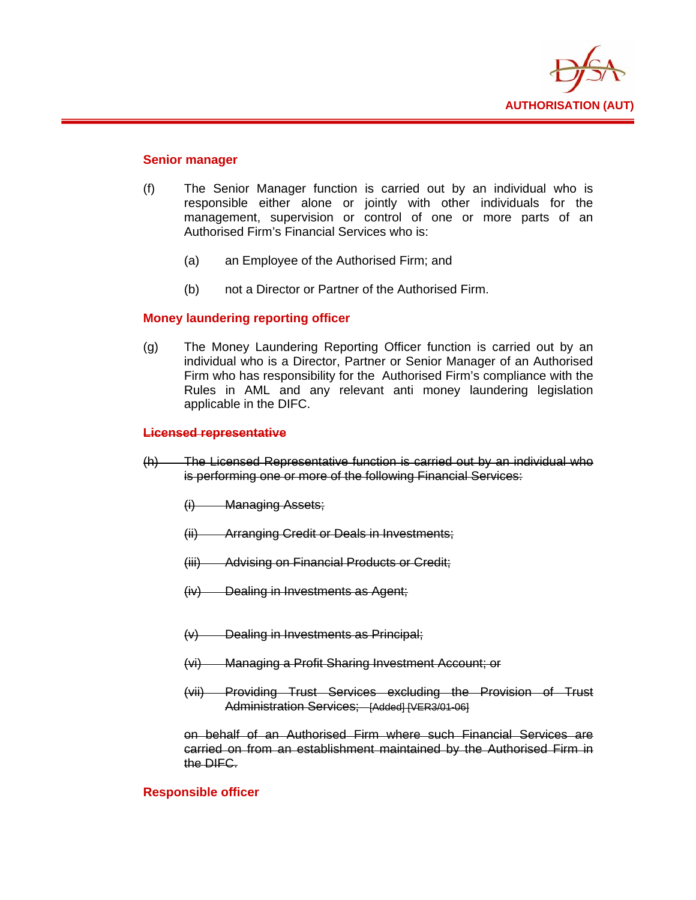#### Senior manager

(f) The Senior Manager function is carried out by an individual who is responsible either alone or jointly with other individuals for the management, supervision or control of one or more parts of an Authorised Firm's Financial Services who is:

 (a) an Employee of the Authorised Firm; and

 (b) not a Director or Partner of the Authorised Firm.

#### Money laundering reporting officer

(g) The Money Laundering Reporting Officer function is carried out by an individual who is a Director, Partner or Senior Manager of an Authorised Firm who has responsibility for the Authorised Firm's compliance with the Rules in AML and any relevant anti money laundering legislation applicable in the DIFC.

#### ~~Licensed representative~~

~~(h) The Licensed Representative function is carried out by an individual who is performing one or more of the following Financial Services:~~

 ~~(i) Managing Assets;~~

 ~~(ii) Arranging Credit or Deals in Investments;~~

 ~~(iii) Advising on Financial Products or Credit;~~

 ~~(iv) Dealing in Investments as Agent;~~

 ~~(v) Dealing in Investments as Principal;~~

 ~~(vi) Managing a Profit Sharing Investment Account; or~~

 ~~(vii) Providing Trust Services excluding the Provision of Trust Administration Services; [Added] [VER3/01-06]~~

 ~~on behalf of an Authorised Firm where such Financial Services are carried on from an establishment maintained by the Authorised Firm in the DIFC.~~

#### Responsible officer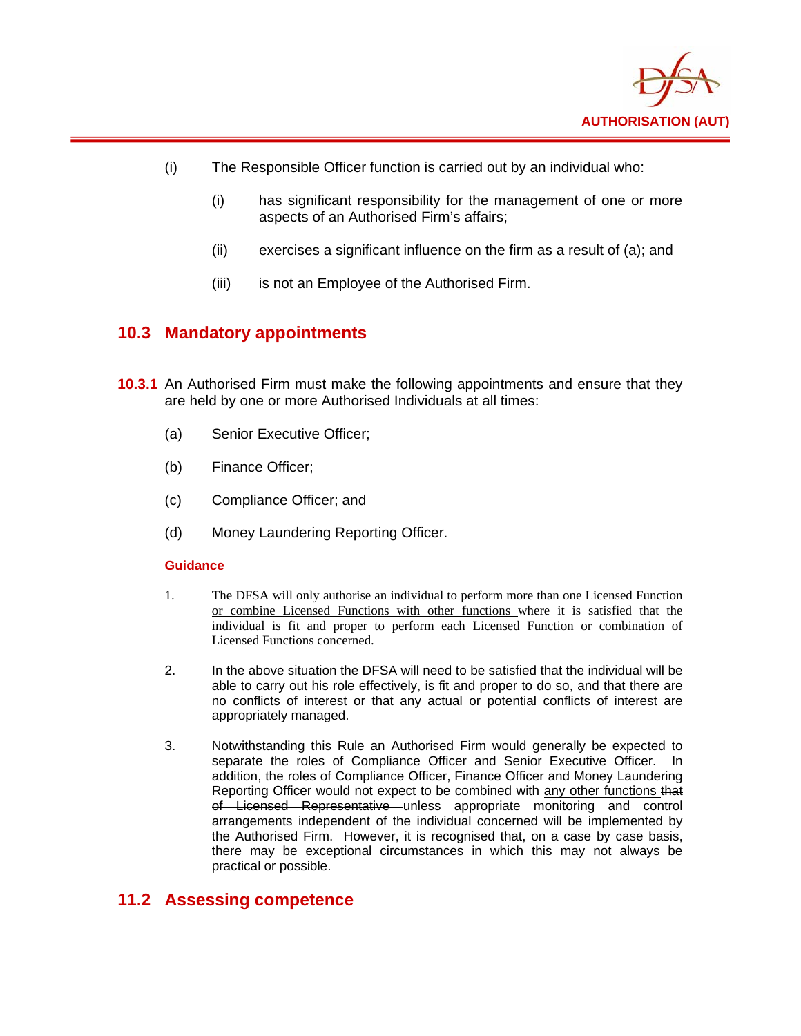(i) The Responsible Officer function is carried out by an individual who:

   (i) has significant responsibility for the management of one or more aspects of an Authorised Firm's affairs;

   (ii) exercises a significant influence on the firm as a result of (a); and

   (iii) is not an Employee of the Authorised Firm.

## 10.3 Mandatory appointments

**10.3.1** An Authorised Firm must make the following appointments and ensure that they are held by one or more Authorised Individuals at all times:

(a) Senior Executive Officer;

(b) Finance Officer;

(c) Compliance Officer; and

(d) Money Laundering Reporting Officer.

**Guidance**

1. The DFSA will only authorise an individual to perform more than one Licensed Function <u>or combine Licensed Functions with other functions</u> where it is satisfied that the individual is fit and proper to perform each Licensed Function or combination of Licensed Functions concerned.

2. In the above situation the DFSA will need to be satisfied that the individual will be able to carry out his role effectively, is fit and proper to do so, and that there are no conflicts of interest or that any actual or potential conflicts of interest are appropriately managed.

3. Notwithstanding this Rule an Authorised Firm would generally be expected to separate the roles of Compliance Officer and Senior Executive Officer. In addition, the roles of Compliance Officer, Finance Officer and Money Laundering Reporting Officer would not expect to be combined with <u>any other functions</u> ~~that of Licensed Representative~~ unless appropriate monitoring and control arrangements independent of the individual concerned will be implemented by the Authorised Firm. However, it is recognised that, on a case by case basis, there may be exceptional circumstances in which this may not always be practical or possible.

## 11.2 Assessing competence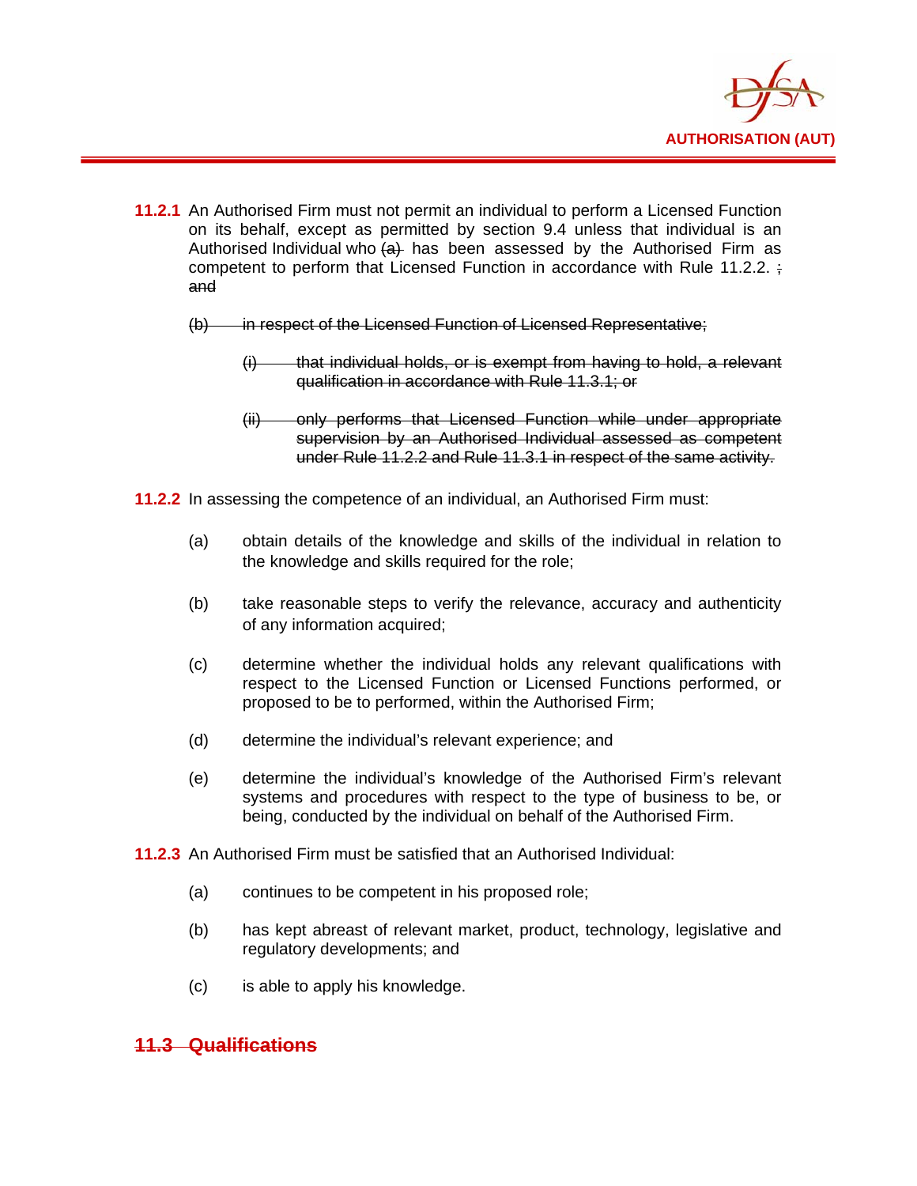**11.2.1** An Authorised Firm must not permit an individual to perform a Licensed Function on its behalf, except as permitted by section 9.4 unless that individual is an Authorised Individual who ~~(a)~~ has been assessed by the Authorised Firm as competent to perform that Licensed Function in accordance with Rule 11.2.2. ~~; and~~

~~(b) in respect of the Licensed Function of Licensed Representative;~~

~~(i) that individual holds, or is exempt from having to hold, a relevant qualification in accordance with Rule 11.3.1; or~~

~~(ii) only performs that Licensed Function while under appropriate supervision by an Authorised Individual assessed as competent under Rule 11.2.2 and Rule 11.3.1 in respect of the same activity.~~

**11.2.2** In assessing the competence of an individual, an Authorised Firm must:

(a) obtain details of the knowledge and skills of the individual in relation to the knowledge and skills required for the role;

(b) take reasonable steps to verify the relevance, accuracy and authenticity of any information acquired;

(c) determine whether the individual holds any relevant qualifications with respect to the Licensed Function or Licensed Functions performed, or proposed to be to performed, within the Authorised Firm;

(d) determine the individual's relevant experience; and

(e) determine the individual's knowledge of the Authorised Firm's relevant systems and procedures with respect to the type of business to be, or being, conducted by the individual on behalf of the Authorised Firm.

**11.2.3** An Authorised Firm must be satisfied that an Authorised Individual:

(a) continues to be competent in his proposed role;

(b) has kept abreast of relevant market, product, technology, legislative and regulatory developments; and

(c) is able to apply his knowledge.

## ~~11.3 Qualifications~~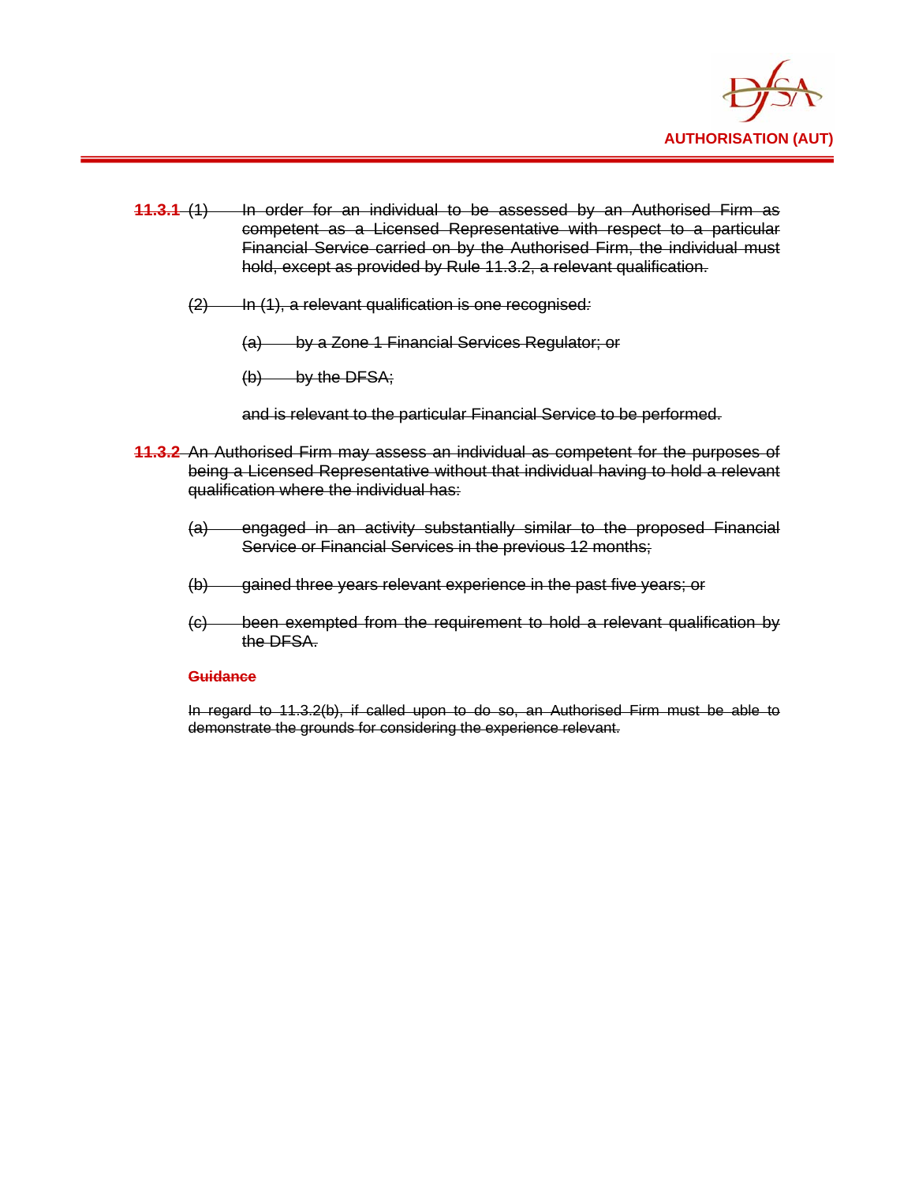~~**11.3.1** (1) In order for an individual to be assessed by an Authorised Firm as competent as a Licensed Representative with respect to a particular Financial Service carried on by the Authorised Firm, the individual must hold, except as provided by Rule 11.3.2, a relevant qualification.~~

~~(2) In (1), a relevant qualification is one recognised:~~

~~(a) by a Zone 1 Financial Services Regulator; or~~

~~(b) by the DFSA;~~

~~and is relevant to the particular Financial Service to be performed.~~

~~**11.3.2** An Authorised Firm may assess an individual as competent for the purposes of being a Licensed Representative without that individual having to hold a relevant qualification where the individual has:~~

~~(a) engaged in an activity substantially similar to the proposed Financial Service or Financial Services in the previous 12 months;~~

~~(b) gained three years relevant experience in the past five years; or~~

~~(c) been exempted from the requirement to hold a relevant qualification by the DFSA.~~

~~**Guidance**~~

~~In regard to 11.3.2(b), if called upon to do so, an Authorised Firm must be able to demonstrate the grounds for considering the experience relevant.~~